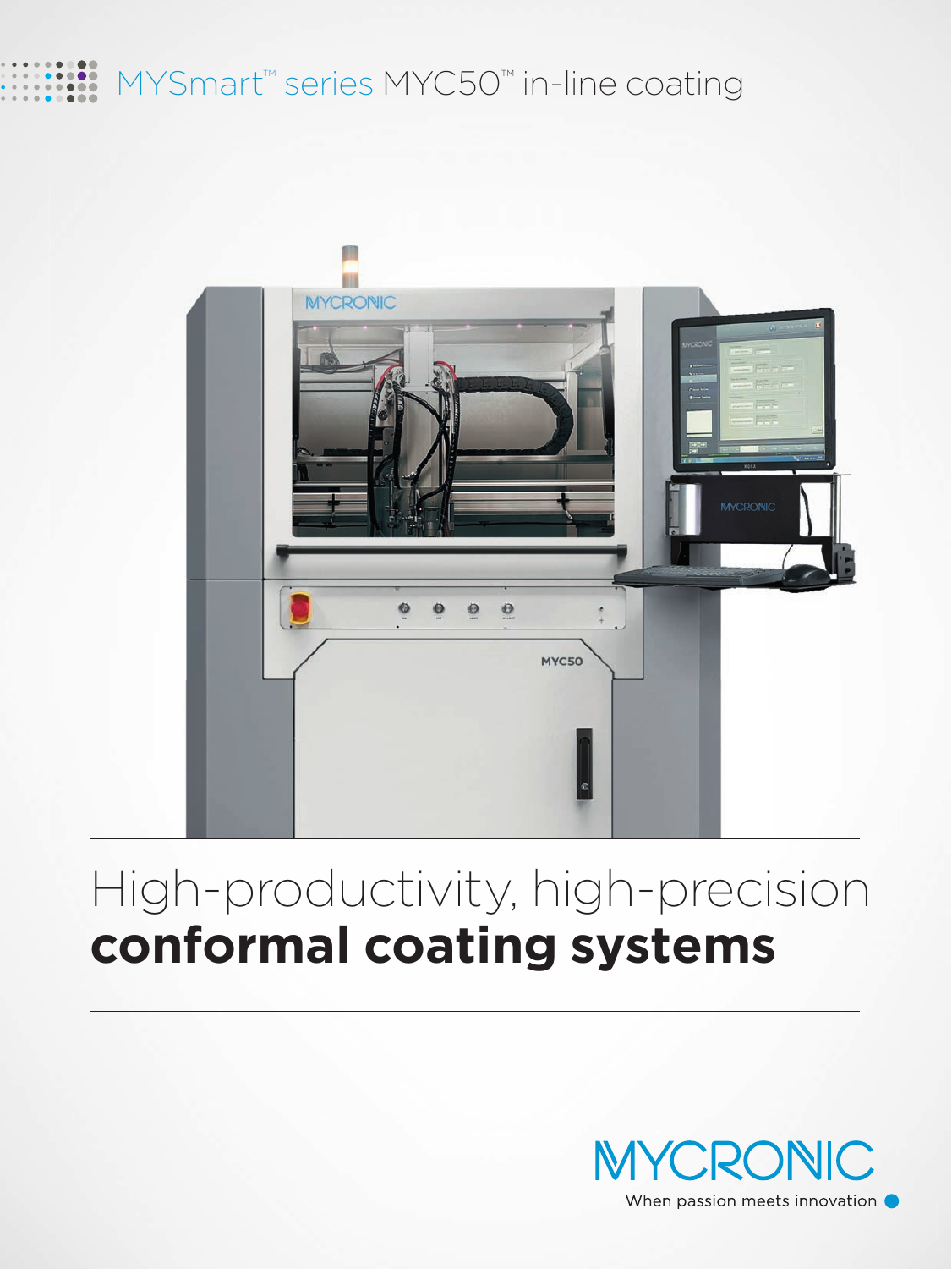MYSmart™ series MYC50™ in-line coating

# High-productivity, high-precision **conformal coating systems**

MYCRONIC

When passion meets innovation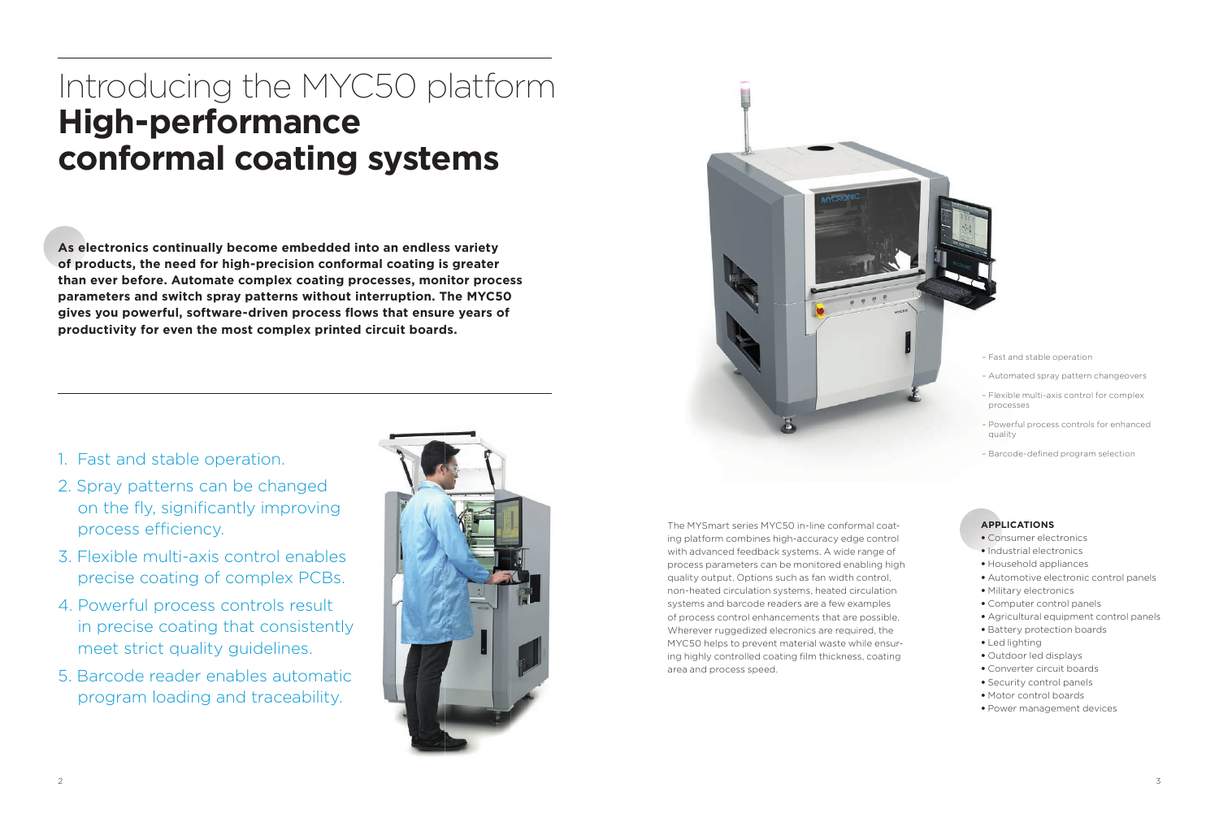# Introducing the MYC50 platform
# **High-performance conformal coating systems**

**As electronics continually become embedded into an endless variety of products, the need for high-precision conformal coating is greater than ever before. Automate complex coating processes, monitor process parameters and switch spray patterns without interruption. The MYC50 gives you powerful, software-driven process flows that ensure years of productivity for even the most complex printed circuit boards.**

1. Fast and stable operation.
2. Spray patterns can be changed on the fly, significantly improving process efficiency.
3. Flexible multi-axis control enables precise coating of complex PCBs.
4. Powerful process controls result in precise coating that consistently meet strict quality guidelines.
5. Barcode reader enables automatic program loading and traceability.

- Fast and stable operation
- Automated spray pattern changeovers
- Flexible multi-axis control for complex processes
- Powerful process controls for enhanced quality
- Barcode-defined program selection

The MYSmart series MYC50 in-line conformal coating platform combines high-accuracy edge control with advanced feedback systems. A wide range of process parameters can be monitored enabling high quality output. Options such as fan width control, non-heated circulation systems, heated circulation systems and barcode readers are a few examples of process control enhancements that are possible. Wherever ruggedized elecronics are required, the MYC50 helps to prevent material waste while ensuring highly controlled coating film thickness, coating area and process speed.

**APPLICATIONS**

- Consumer electronics
- Industrial electronics
- Household appliances
- Automotive electronic control panels
- Military electronics
- Computer control panels
- Agricultural equipment control panels
- Battery protection boards
- Led lighting
- Outdoor led displays
- Converter circuit boards
- Security control panels
- Motor control boards
- Power management devices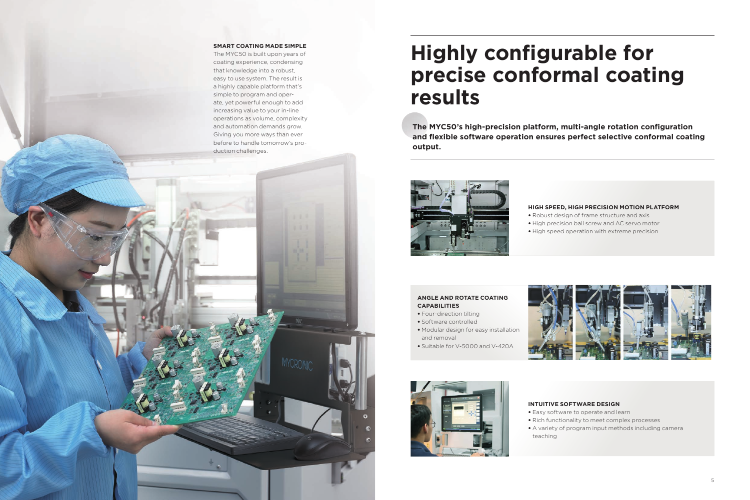**SMART COATING MADE SIMPLE**

The MYC50 is built upon years of coating experience, condensing that knowledge into a robust, easy to use system. The result is a highly capable platform that's simple to program and operate, yet powerful enough to add increasing value to your in-line operations as volume, complexity and automation demands grow. Giving you more ways than ever before to handle tomorrow's production challenges.

# Highly configurable for precise conformal coating results

**The MYC50's high-precision platform, multi-angle rotation configuration and flexible software operation ensures perfect selective conformal coating output.**

**HIGH SPEED, HIGH PRECISION MOTION PLATFORM**

- Robust design of frame structure and axis
- High precision ball screw and AC servo motor
- High speed operation with extreme precision

**ANGLE AND ROTATE COATING CAPABILITIES**

- Four-direction tilting
- Software controlled
- Modular design for easy installation and removal
- Suitable for V-5000 and V-420A

**INTUITIVE SOFTWARE DESIGN**

- Easy software to operate and learn
- Rich functionality to meet complex processes
- A variety of program input methods including camera teaching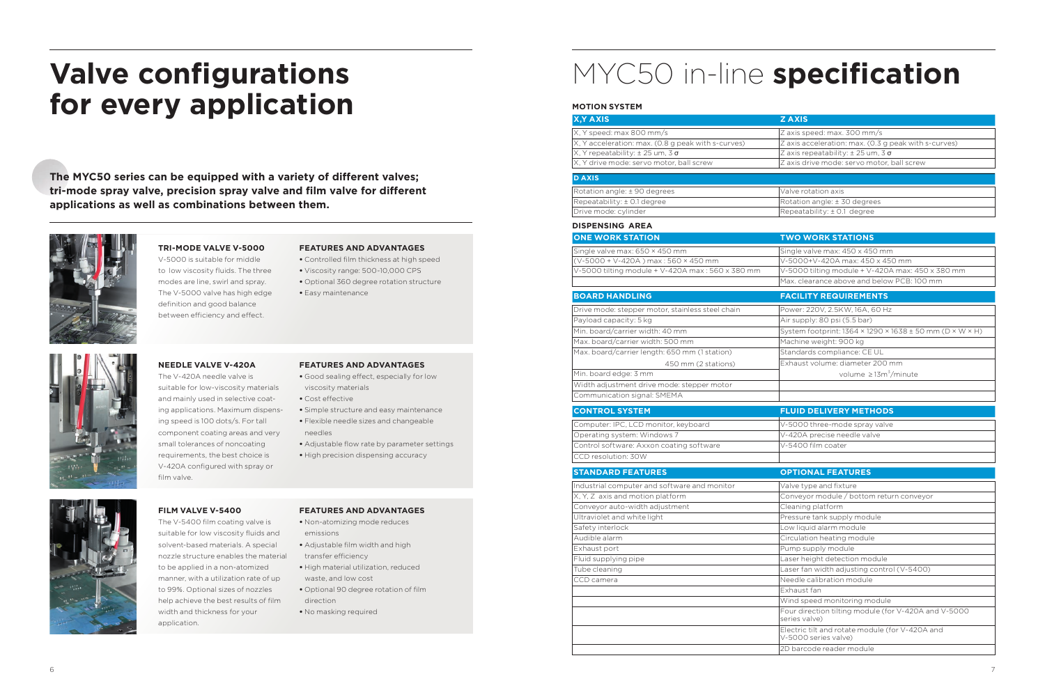# Valve configurations for every application

**The MYC50 series can be equipped with a variety of different valves; tri-mode spray valve, precision spray valve and film valve for different applications as well as combinations between them.**

### TRI-MODE VALVE V-5000

V-5000 is suitable for middle to low viscosity fluids. The three modes are line, swirl and spray. The V-5000 valve has high edge definition and good balance between efficiency and effect.

**FEATURES AND ADVANTAGES**

- Controlled film thickness at high speed
- Viscosity range: 500-10,000 CPS
- Optional 360 degree rotation structure
- Easy maintenance

### NEEDLE VALVE V-420A

The V-420A needle valve is suitable for low-viscosity materials and mainly used in selective coating applications. Maximum dispensing speed is 100 dots/s. For tall component coating areas and very small tolerances of noncoating requirements, the best choice is V-420A configured with spray or film valve.

**FEATURES AND ADVANTAGES**

- Good sealing effect, especially for low viscosity materials
- Cost effective
- Simple structure and easy maintenance
- Flexible needle sizes and changeable needles
- Adjustable flow rate by parameter settings
- High precision dispensing accuracy

### FILM VALVE V-5400

The V-5400 film coating valve is suitable for low viscosity fluids and solvent-based materials. A special nozzle structure enables the material to be applied in a non-atomized manner, with a utilization rate of up to 99%. Optional sizes of nozzles help achieve the best results of film width and thickness for your application.

**FEATURES AND ADVANTAGES**

- Non-atomizing mode reduces emissions
- Adjustable film width and high transfer efficiency
- High material utilization, reduced waste, and low cost
- Optional 90 degree rotation of film direction
- No masking required

# MYC50 in-line **specification**

**MOTION SYSTEM**

| X,Y AXIS | Z AXIS |
|---|---|
| X, Y speed: max 800 mm/s | Z axis speed: max. 300 mm/s |
| X, Y acceleration: max. (0.8 g peak with s-curves) | Z axis acceleration: max. (0.3 g peak with s-curves) |
| X, Y repeatability: ± 25 um, 3 σ | Z axis repeatability: ± 25 um, 3 σ |
| X, Y drive mode: servo motor, ball screw | Z axis drive mode: servo motor, ball screw |

| D AXIS | |
|---|---|
| Rotation angle: ± 90 degrees | Valve rotation axis |
| Repeatability: ± 0.1 degree | Rotation angle: ± 30 degrees |
| Drive mode: cylinder | Repeatability: ± 0.1 degree |

**DISPENSING AREA**

| ONE WORK STATION | TWO WORK STATIONS |
|---|---|
| Single valve max: 650 × 450 mm | Single valve max: 450 x 450 mm |
| (V-5000 + V-420A ) max : 560 × 450 mm | V-5000+V-420A max: 450 x 450 mm |
| V-5000 tilting module + V-420A max : 560 x 380 mm | V-5000 tilting module + V-420A max: 450 x 380 mm |
| | Max. clearance above and below PCB: 100 mm |

| BOARD HANDLING | FACILITY REQUIREMENTS |
|---|---|
| Drive mode: stepper motor, stainless steel chain | Power: 220V, 2.5KW, 16A, 60 Hz |
| Payload capacity: 5 kg | Air supply: 80 psi (5.5 bar) |
| Min. board/carrier width: 40 mm | System footprint: 1364 × 1290 × 1638 ± 50 mm (D × W × H) |
| Max. board/carrier width: 500 mm | Machine weight: 900 kg |
| Max. board/carrier length: 650 mm (1 station) | Standards compliance: CE UL |
| 450 mm (2 stations) | Exhaust volume: diameter 200 mm |
| Min. board edge: 3 mm | volume ≥13m³/minute |
| Width adjustment drive mode: stepper motor | |
| Communication signal: SMEMA | |

| CONTROL SYSTEM | FLUID DELIVERY METHODS |
|---|---|
| Computer: IPC, LCD monitor, keyboard | V-5000 three-mode spray valve |
| Operating system: Windows 7 | V-420A precise needle valve |
| Control software: Axxon coating software | V-5400 film coater |
| CCD resolution: 30W | |

| STANDARD FEATURES | OPTIONAL FEATURES |
|---|---|
| Industrial computer and software and monitor | Valve type and fixture |
| X, Y, Z axis and motion platform | Conveyor module / bottom return conveyor |
| Conveyor auto-width adjustment | Cleaning platform |
| Ultraviolet and white light | Pressure tank supply module |
| Safety interlock | Low liquid alarm module |
| Audible alarm | Circulation heating module |
| Exhaust port | Pump supply module |
| Fluid supplying pipe | Laser height detection module |
| Tube cleaning | Laser fan width adjusting control (V-5400) |
| CCD camera | Needle calibration module |
| | Exhaust fan |
| | Wind speed monitoring module |
| | Four direction tilting module (for V-420A and V-5000 series valve) |
| | Electric tilt and rotate module (for V-420A and V-5000 series valve) |
| | 2D barcode reader module |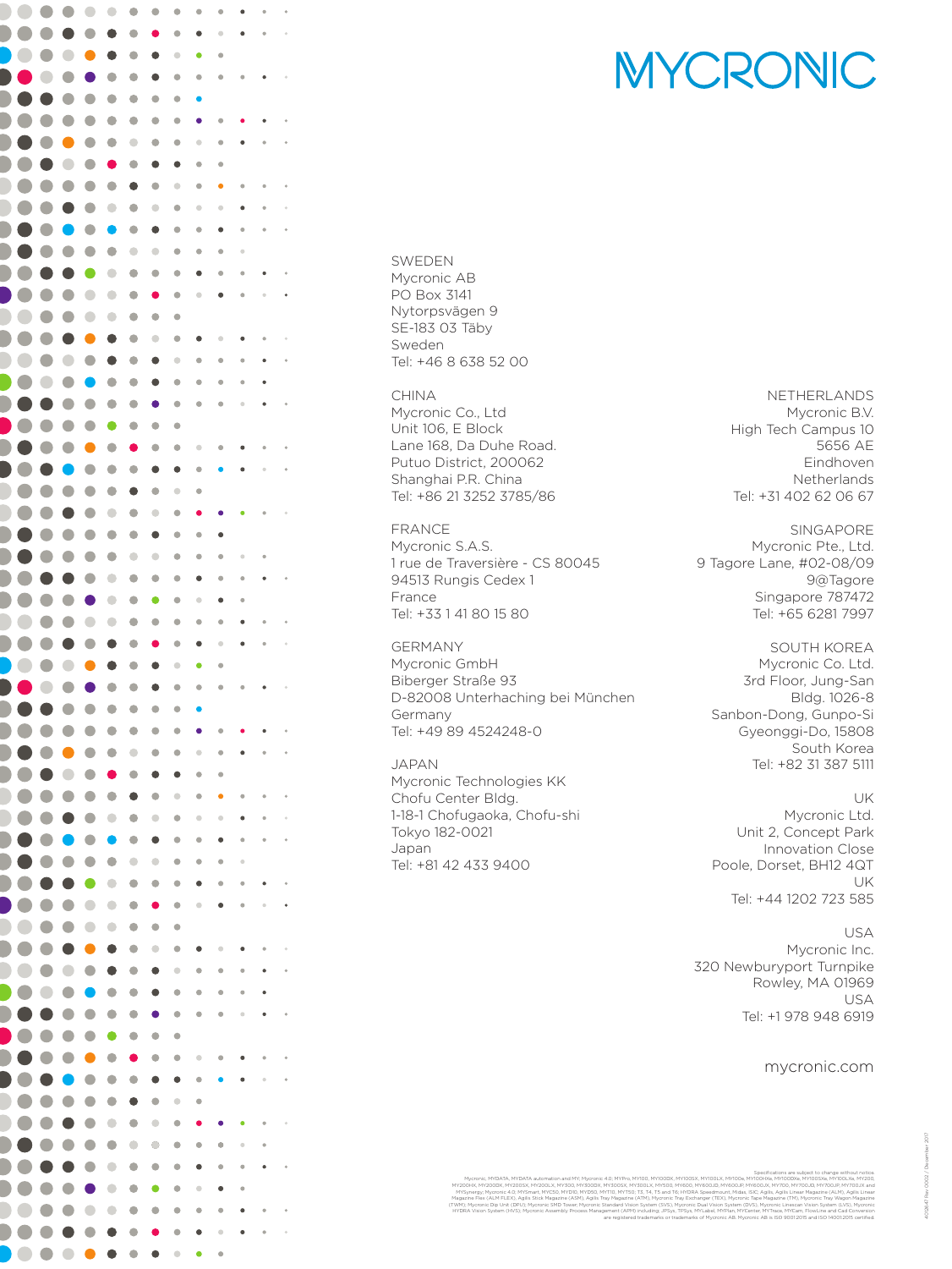MYCRONIC

SWEDEN
Mycronic AB
PO Box 3141
Nytorpsvägen 9
SE-183 03 Täby
Sweden
Tel: +46 8 638 52 00

CHINA
Mycronic Co., Ltd
Unit 106, E Block
Lane 168, Da Duhe Road.
Putuo District, 200062
Shanghai P.R. China
Tel: +86 21 3252 3785/86

FRANCE
Mycronic S.A.S.
1 rue de Traversière - CS 80045
94513 Rungis Cedex 1
France
Tel: +33 1 41 80 15 80

GERMANY
Mycronic GmbH
Biberger Straße 93
D-82008 Unterhaching bei München
Germany
Tel: +49 89 4524248-0

JAPAN
Mycronic Technologies KK
Chofu Center Bldg.
1-18-1 Chofugaoka, Chofu-shi
Tokyo 182-0021
Japan
Tel: +81 42 433 9400

NETHERLANDS
Mycronic B.V.
High Tech Campus 10
5656 AE
Eindhoven
Netherlands
Tel: +31 402 62 06 67

SINGAPORE
Mycronic Pte., Ltd.
9 Tagore Lane, #02-08/09
9@Tagore
Singapore 787472
Tel: +65 6281 7997

SOUTH KOREA
Mycronic Co. Ltd.
3rd Floor, Jung-San
Bldg. 1026-8
Sanbon-Dong, Gunpo-Si
Gyeonggi-Do, 15808
South Korea
Tel: +82 31 387 5111

UK
Mycronic Ltd.
Unit 2, Concept Park
Innovation Close
Poole, Dorset, BH12 4QT
UK
Tel: +44 1202 723 585

USA
Mycronic Inc.
320 Newburyport Turnpike
Rowley, MA 01969
USA
Tel: +1 978 948 6919

mycronic.com

Specifications are subject to change without notice.
Mycronic, MYDATA, MYDATA automation and MY, Mycronic 4.0, MYPro, MY100, MY100DX, MY100SX, MY100LX, MY100e, MY100HXe, MY100DXe, MY100SXe, MY100LXe, MY200, MY200HX, MY200DX, MY200SX, MY200LX, MY300, MY300DX, MY300SX, MY300LX, MY500, MY600, MY600JD, MY600JP, MY600JX, MY700, MY700JD, MY700JP, MY700JX and MYSynergy, Mycronic 4.0, MYSmart, MYC50, MYD10, MYD50, MYT10, MYT50, T3, T4, T5 and T6, HYDRA Speedmount, Midas, ISIC, Agilis, Agilis Linear Magazine (ALM), Agilis Linear Magazine Flex (ALM FLEX), Agilis Stick Magazine (ASM), Agilis Tray Magazine (ATM), Mycronic Tray Exchanger (TEX), Mycronic Tape Magazine (TM), Mycronic Tray Wagon Magazine (TWM), Mycronic Dip Unit (DPU), Mycronic SMD Tower, Mycronic Standard Vision System (SVS), Mycronic Dual Vision System (DVS), Mycronic Linescan Vision System (LVS), Mycronic HYDRA Vision System (HVS), Mycronic Assembly Process Management (APM) including: JPSys, TPSys, MYLabel, MYPlan, MYCenter, MYTrace, MYCam, FlowLine and Cad Conversion are registered trademarks or trademarks of Mycronic AB. Mycronic AB is ISO 9001:2015 and ISO 14001:2015 certified.

400847 Rev 0002 / December 2017